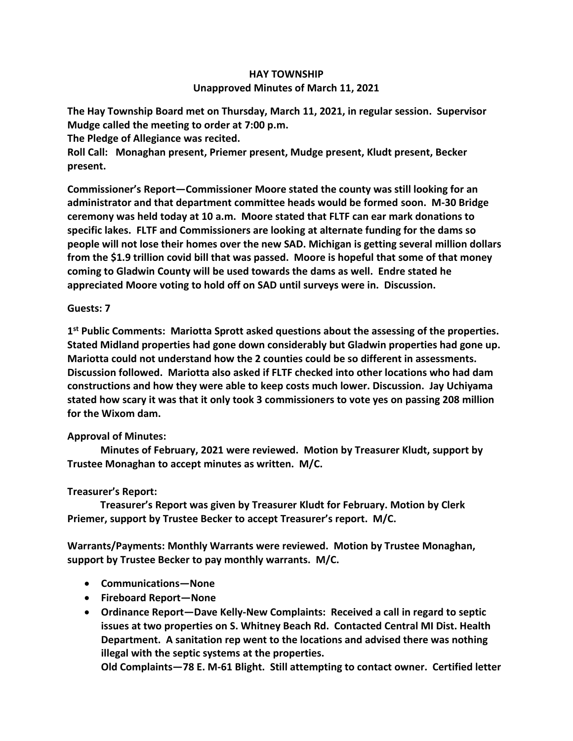# HAY TOWNSHIP

## Unapproved Minutes of March 11, 2021

**The Hay Township Board met on Thursday, March 11, 2021, in regular session. Supervisor Mudge called the meeting to order at 7:00 p.m.**

**The Pledge of Allegiance was recited.**

**Roll Call: Monaghan present, Priemer present, Mudge present, Kludt present, Becker present.**

**Commissioner's Report—Commissioner Moore stated the county was still looking for an administrator and that department committee heads would be formed soon. M-30 Bridge ceremony was held today at 10 a.m. Moore stated that FLTF can ear mark donations to specific lakes. FLTF and Commissioners are looking at alternate funding for the dams so people will not lose their homes over the new SAD. Michigan is getting several million dollars from the $1.9 trillion covid bill that was passed. Moore is hopeful that some of that money coming to Gladwin County will be used towards the dams as well. Endre stated he appreciated Moore voting to hold off on SAD until surveys were in. Discussion.**

**Guests: 7**

**1st Public Comments: Mariotta Sprott asked questions about the assessing of the properties. Stated Midland properties had gone down considerably but Gladwin properties had gone up. Mariotta could not understand how the 2 counties could be so different in assessments. Discussion followed. Mariotta also asked if FLTF checked into other locations who had dam constructions and how they were able to keep costs much lower. Discussion. Jay Uchiyama stated how scary it was that it only took 3 commissioners to vote yes on passing 208 million for the Wixom dam.**

**Approval of Minutes:**

**Minutes of February, 2021 were reviewed. Motion by Treasurer Kludt, support by Trustee Monaghan to accept minutes as written. M/C.**

**Treasurer's Report:**

**Treasurer's Report was given by Treasurer Kludt for February. Motion by Clerk Priemer, support by Trustee Becker to accept Treasurer's report. M/C.**

**Warrants/Payments: Monthly Warrants were reviewed. Motion by Trustee Monaghan, support by Trustee Becker to pay monthly warrants. M/C.**

- **Communications—None**
- **Fireboard Report—None**
- **Ordinance Report—Dave Kelly-New Complaints: Received a call in regard to septic issues at two properties on S. Whitney Beach Rd. Contacted Central MI Dist. Health Department. A sanitation rep went to the locations and advised there was nothing illegal with the septic systems at the properties.**

  **Old Complaints—78 E. M-61 Blight. Still attempting to contact owner. Certified letter**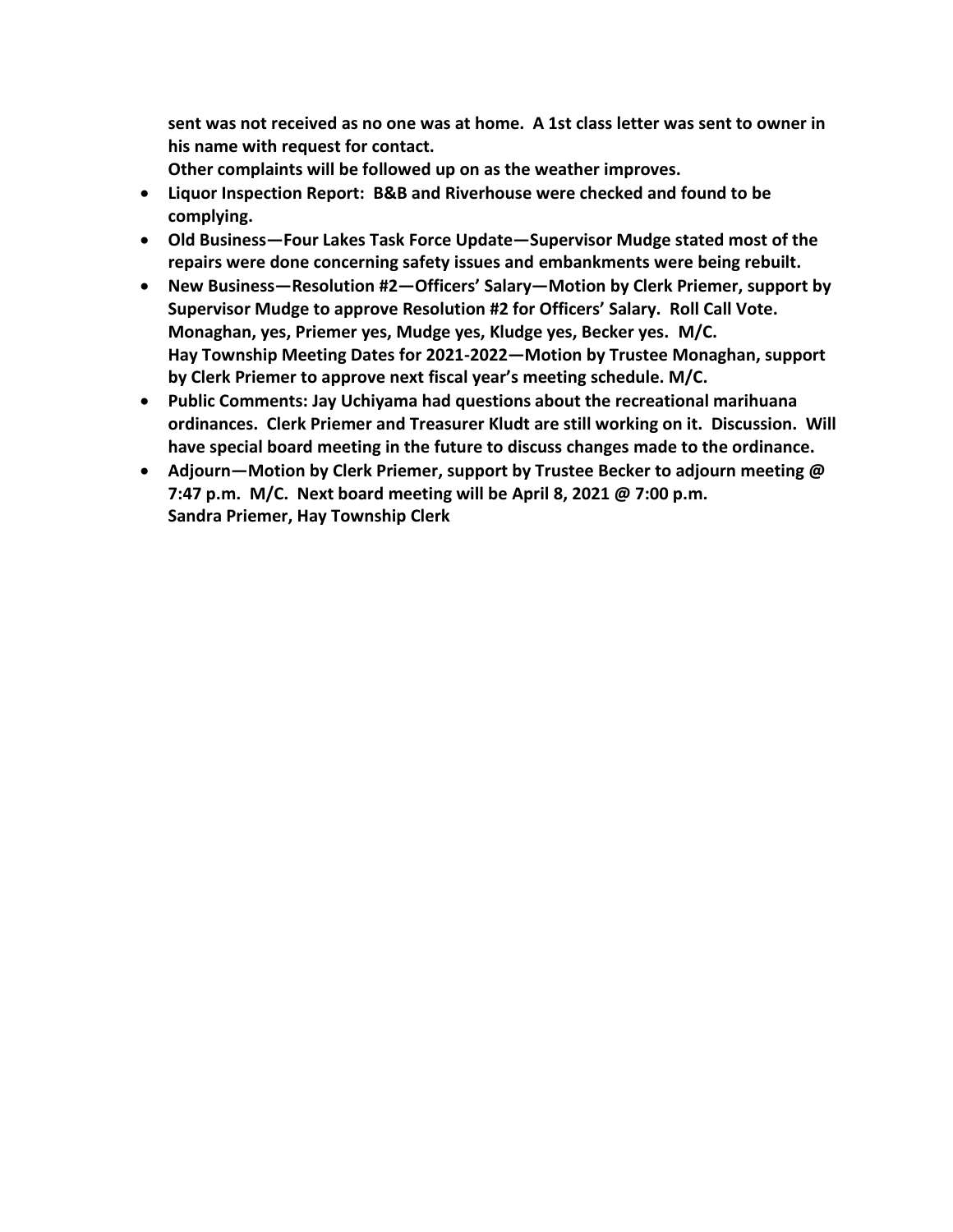**sent was not received as no one was at home. A 1st class letter was sent to owner in his name with request for contact.**
**Other complaints will be followed up on as the weather improves.**

- **Liquor Inspection Report: B&B and Riverhouse were checked and found to be complying.**
- **Old Business—Four Lakes Task Force Update—Supervisor Mudge stated most of the repairs were done concerning safety issues and embankments were being rebuilt.**
- **New Business—Resolution #2—Officers' Salary—Motion by Clerk Priemer, support by Supervisor Mudge to approve Resolution #2 for Officers' Salary. Roll Call Vote. Monaghan, yes, Priemer yes, Mudge yes, Kludge yes, Becker yes. M/C.**
  **Hay Township Meeting Dates for 2021-2022—Motion by Trustee Monaghan, support by Clerk Priemer to approve next fiscal year's meeting schedule. M/C.**
- **Public Comments: Jay Uchiyama had questions about the recreational marihuana ordinances. Clerk Priemer and Treasurer Kludt are still working on it. Discussion. Will have special board meeting in the future to discuss changes made to the ordinance.**
- **Adjourn—Motion by Clerk Priemer, support by Trustee Becker to adjourn meeting @ 7:47 p.m. M/C. Next board meeting will be April 8, 2021 @ 7:00 p.m.**
  **Sandra Priemer, Hay Township Clerk**